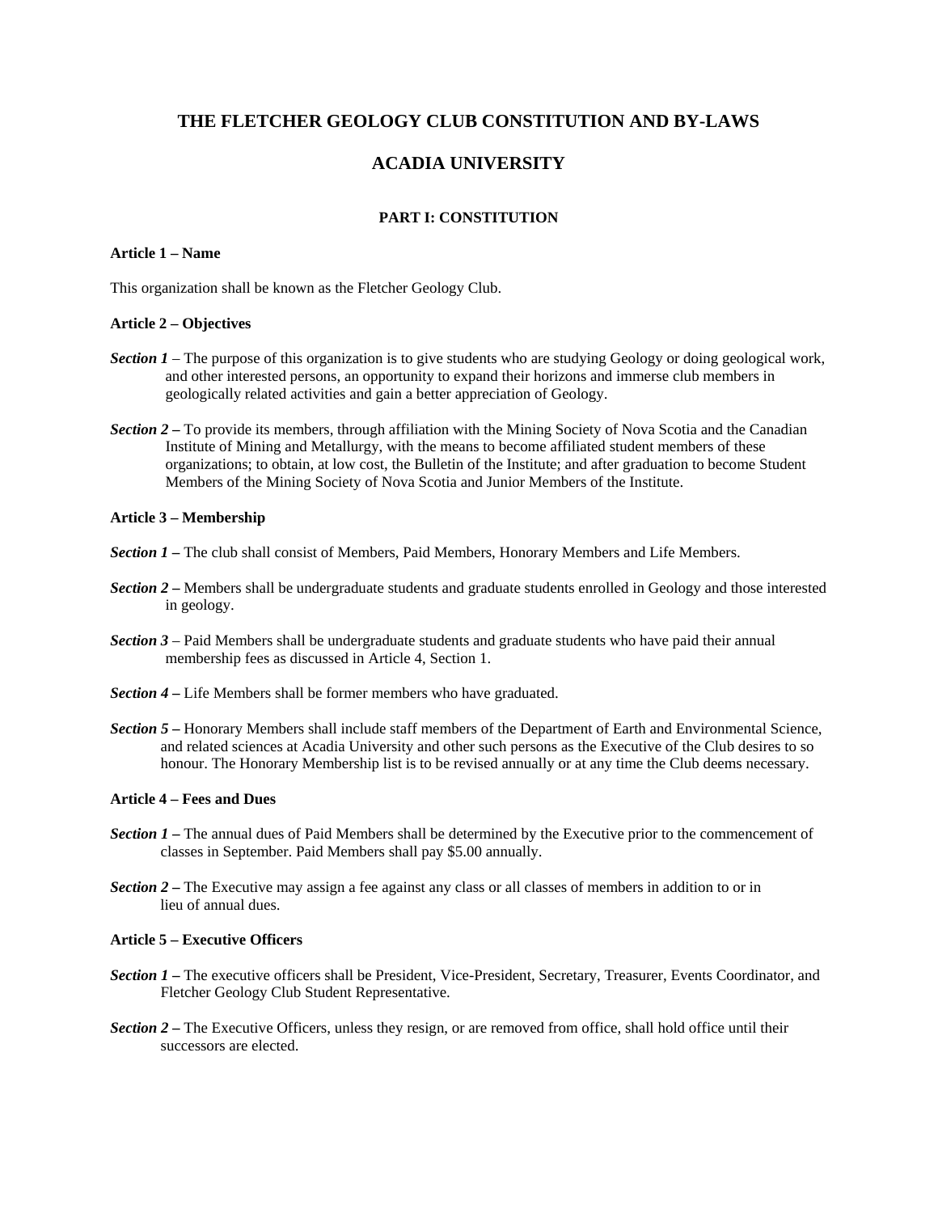# THE FLETCHER GEOLOGY CLUB CONSTITUTION AND BY-LAWS

# ACADIA UNIVERSITY

## PART I: CONSTITUTION

**Article 1 – Name**

This organization shall be known as the Fletcher Geology Club.

**Article 2 – Objectives**

***Section 1*** – The purpose of this organization is to give students who are studying Geology or doing geological work, and other interested persons, an opportunity to expand their horizons and immerse club members in geologically related activities and gain a better appreciation of Geology.

***Section 2*** **–** To provide its members, through affiliation with the Mining Society of Nova Scotia and the Canadian Institute of Mining and Metallurgy, with the means to become affiliated student members of these organizations; to obtain, at low cost, the Bulletin of the Institute; and after graduation to become Student Members of the Mining Society of Nova Scotia and Junior Members of the Institute.

**Article 3 – Membership**

***Section 1*** **–** The club shall consist of Members, Paid Members, Honorary Members and Life Members.

***Section 2*** **–** Members shall be undergraduate students and graduate students enrolled in Geology and those interested in geology.

***Section 3*** – Paid Members shall be undergraduate students and graduate students who have paid their annual membership fees as discussed in Article 4, Section 1.

***Section 4*** **–** Life Members shall be former members who have graduated.

***Section 5*** **–** Honorary Members shall include staff members of the Department of Earth and Environmental Science, and related sciences at Acadia University and other such persons as the Executive of the Club desires to so honour. The Honorary Membership list is to be revised annually or at any time the Club deems necessary.

**Article 4 – Fees and Dues**

***Section 1*** **–** The annual dues of Paid Members shall be determined by the Executive prior to the commencement of classes in September. Paid Members shall pay $5.00 annually.

***Section 2*** **–** The Executive may assign a fee against any class or all classes of members in addition to or in lieu of annual dues.

**Article 5 – Executive Officers**

***Section 1*** **–** The executive officers shall be President, Vice-President, Secretary, Treasurer, Events Coordinator, and Fletcher Geology Club Student Representative.

***Section 2*** **–** The Executive Officers, unless they resign, or are removed from office, shall hold office until their successors are elected.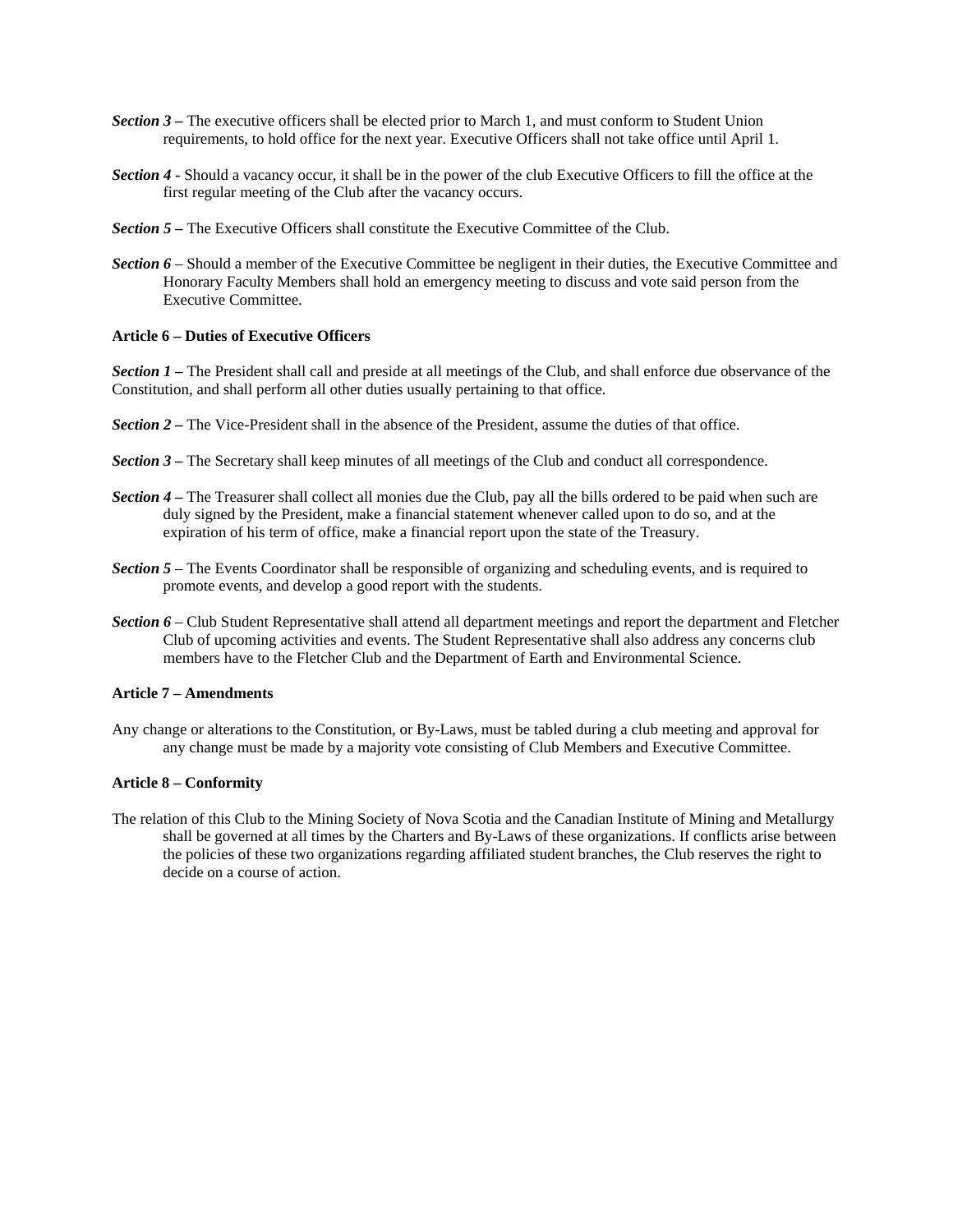***Section 3*** **–** The executive officers shall be elected prior to March 1, and must conform to Student Union requirements, to hold office for the next year. Executive Officers shall not take office until April 1.

***Section 4*** **-** Should a vacancy occur, it shall be in the power of the club Executive Officers to fill the office at the first regular meeting of the Club after the vacancy occurs.

***Section 5*** **–** The Executive Officers shall constitute the Executive Committee of the Club.

***Section 6*** – Should a member of the Executive Committee be negligent in their duties, the Executive Committee and Honorary Faculty Members shall hold an emergency meeting to discuss and vote said person from the Executive Committee.

**Article 6 – Duties of Executive Officers**

***Section 1*** **–** The President shall call and preside at all meetings of the Club, and shall enforce due observance of the Constitution, and shall perform all other duties usually pertaining to that office.

***Section 2*** **–** The Vice-President shall in the absence of the President, assume the duties of that office.

***Section 3*** **–** The Secretary shall keep minutes of all meetings of the Club and conduct all correspondence.

***Section 4*** **–** The Treasurer shall collect all monies due the Club, pay all the bills ordered to be paid when such are duly signed by the President, make a financial statement whenever called upon to do so, and at the expiration of his term of office, make a financial report upon the state of the Treasury.

***Section 5*** – The Events Coordinator shall be responsible of organizing and scheduling events, and is required to promote events, and develop a good report with the students.

***Section 6*** – Club Student Representative shall attend all department meetings and report the department and Fletcher Club of upcoming activities and events. The Student Representative shall also address any concerns club members have to the Fletcher Club and the Department of Earth and Environmental Science.

**Article 7 – Amendments**

Any change or alterations to the Constitution, or By-Laws, must be tabled during a club meeting and approval for any change must be made by a majority vote consisting of Club Members and Executive Committee.

**Article 8 – Conformity**

The relation of this Club to the Mining Society of Nova Scotia and the Canadian Institute of Mining and Metallurgy shall be governed at all times by the Charters and By-Laws of these organizations. If conflicts arise between the policies of these two organizations regarding affiliated student branches, the Club reserves the right to decide on a course of action.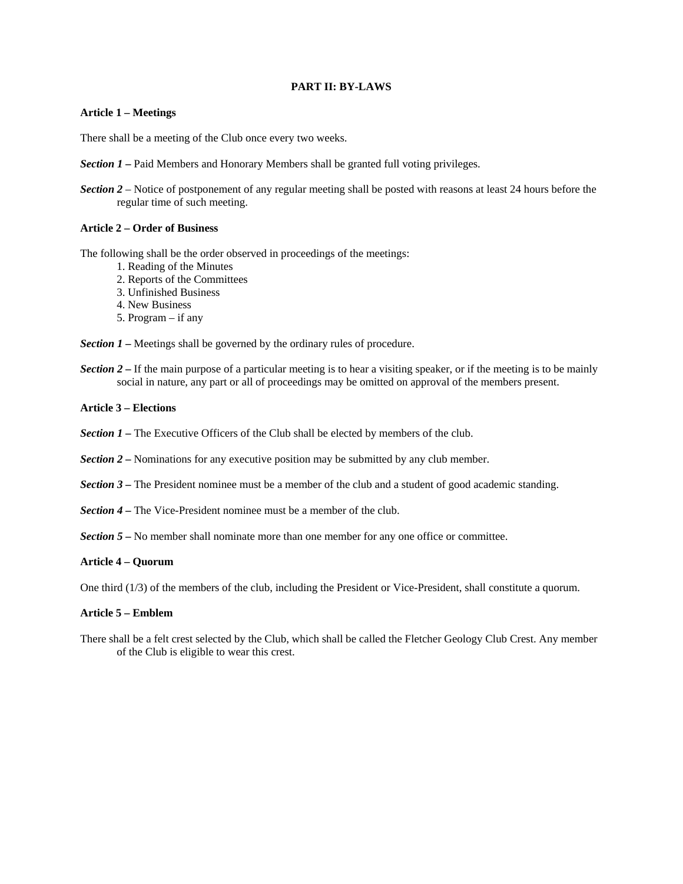## PART II: BY-LAWS

**Article 1 – Meetings**

There shall be a meeting of the Club once every two weeks.

***Section 1*** **–** Paid Members and Honorary Members shall be granted full voting privileges.

***Section 2*** – Notice of postponement of any regular meeting shall be posted with reasons at least 24 hours before the regular time of such meeting.

**Article 2 – Order of Business**

The following shall be the order observed in proceedings of the meetings:

1. Reading of the Minutes
2. Reports of the Committees
3. Unfinished Business
4. New Business
5. Program – if any

***Section 1*** **–** Meetings shall be governed by the ordinary rules of procedure.

***Section 2*** **–** If the main purpose of a particular meeting is to hear a visiting speaker, or if the meeting is to be mainly social in nature, any part or all of proceedings may be omitted on approval of the members present.

**Article 3 – Elections**

***Section 1*** **–** The Executive Officers of the Club shall be elected by members of the club.

***Section 2*** **–** Nominations for any executive position may be submitted by any club member.

***Section 3*** **–** The President nominee must be a member of the club and a student of good academic standing.

***Section 4*** **–** The Vice-President nominee must be a member of the club.

***Section 5*** **–** No member shall nominate more than one member for any one office or committee.

**Article 4 – Quorum**

One third (1/3) of the members of the club, including the President or Vice-President, shall constitute a quorum.

**Article 5 – Emblem**

There shall be a felt crest selected by the Club, which shall be called the Fletcher Geology Club Crest. Any member of the Club is eligible to wear this crest.